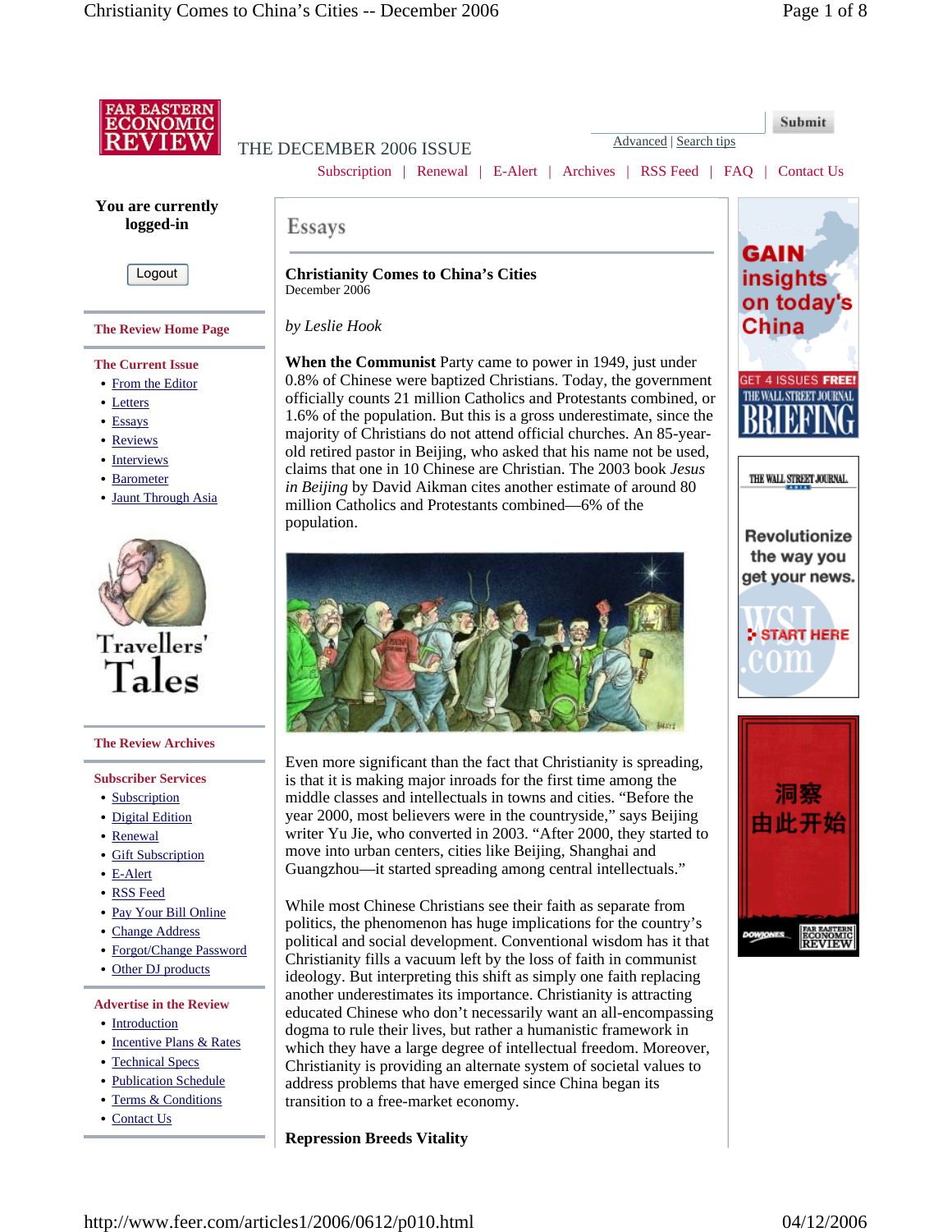# Christianity Comes to China's Cities

December 2006

*by Leslie Hook*

**When the Communist** Party came to power in 1949, just under 0.8% of Chinese were baptized Christians. Today, the government officially counts 21 million Catholics and Protestants combined, or 1.6% of the population. But this is a gross underestimate, since the majority of Christians do not attend official churches. An 85-year-old retired pastor in Beijing, who asked that his name not be used, claims that one in 10 Chinese are Christian. The 2003 book *Jesus in Beijing* by David Aikman cites another estimate of around 80 million Catholics and Protestants combined—6% of the population.

Even more significant than the fact that Christianity is spreading, is that it is making major inroads for the first time among the middle classes and intellectuals in towns and cities. "Before the year 2000, most believers were in the countryside," says Beijing writer Yu Jie, who converted in 2003. "After 2000, they started to move into urban centers, cities like Beijing, Shanghai and Guangzhou—it started spreading among central intellectuals."

While most Chinese Christians see their faith as separate from politics, the phenomenon has huge implications for the country's political and social development. Conventional wisdom has it that Christianity fills a vacuum left by the loss of faith in communist ideology. But interpreting this shift as simply one faith replacing another underestimates its importance. Christianity is attracting educated Chinese who don't necessarily want an all-encompassing dogma to rule their lives, but rather a humanistic framework in which they have a large degree of intellectual freedom. Moreover, Christianity is providing an alternate system of societal values to address problems that have emerged since China began its transition to a free-market economy.

## Repression Breeds Vitality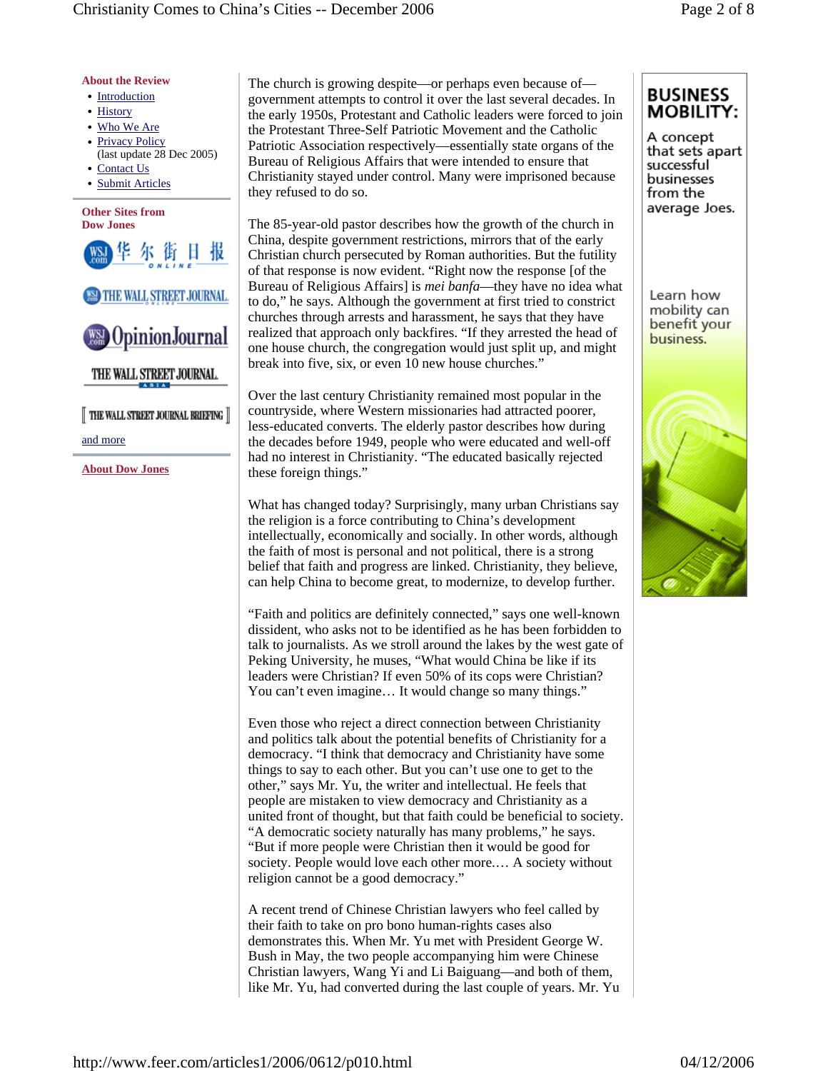The church is growing despite—or perhaps even because of—government attempts to control it over the last several decades. In the early 1950s, Protestant and Catholic leaders were forced to join the Protestant Three-Self Patriotic Movement and the Catholic Patriotic Association respectively—essentially state organs of the Bureau of Religious Affairs that were intended to ensure that Christianity stayed under control. Many were imprisoned because they refused to do so.

The 85-year-old pastor describes how the growth of the church in China, despite government restrictions, mirrors that of the early Christian church persecuted by Roman authorities. But the futility of that response is now evident. "Right now the response [of the Bureau of Religious Affairs] is *mei banfa*—they have no idea what to do," he says. Although the government at first tried to constrict churches through arrests and harassment, he says that they have realized that approach only backfires. "If they arrested the head of one house church, the congregation would just split up, and might break into five, six, or even 10 new house churches."

Over the last century Christianity remained most popular in the countryside, where Western missionaries had attracted poorer, less-educated converts. The elderly pastor describes how during the decades before 1949, people who were educated and well-off had no interest in Christianity. "The educated basically rejected these foreign things."

What has changed today? Surprisingly, many urban Christians say the religion is a force contributing to China's development intellectually, economically and socially. In other words, although the faith of most is personal and not political, there is a strong belief that faith and progress are linked. Christianity, they believe, can help China to become great, to modernize, to develop further.

"Faith and politics are definitely connected," says one well-known dissident, who asks not to be identified as he has been forbidden to talk to journalists. As we stroll around the lakes by the west gate of Peking University, he muses, "What would China be like if its leaders were Christian? If even 50% of its cops were Christian? You can't even imagine… It would change so many things."

Even those who reject a direct connection between Christianity and politics talk about the potential benefits of Christianity for a democracy. "I think that democracy and Christianity have some things to say to each other. But you can't use one to get to the other," says Mr. Yu, the writer and intellectual. He feels that people are mistaken to view democracy and Christianity as a united front of thought, but that faith could be beneficial to society. "A democratic society naturally has many problems," he says. "But if more people were Christian then it would be good for society. People would love each other more.… A society without religion cannot be a good democracy."

A recent trend of Chinese Christian lawyers who feel called by their faith to take on pro bono human-rights cases also demonstrates this. When Mr. Yu met with President George W. Bush in May, the two people accompanying him were Chinese Christian lawyers, Wang Yi and Li Baiguang—and both of them, like Mr. Yu, had converted during the last couple of years. Mr. Yu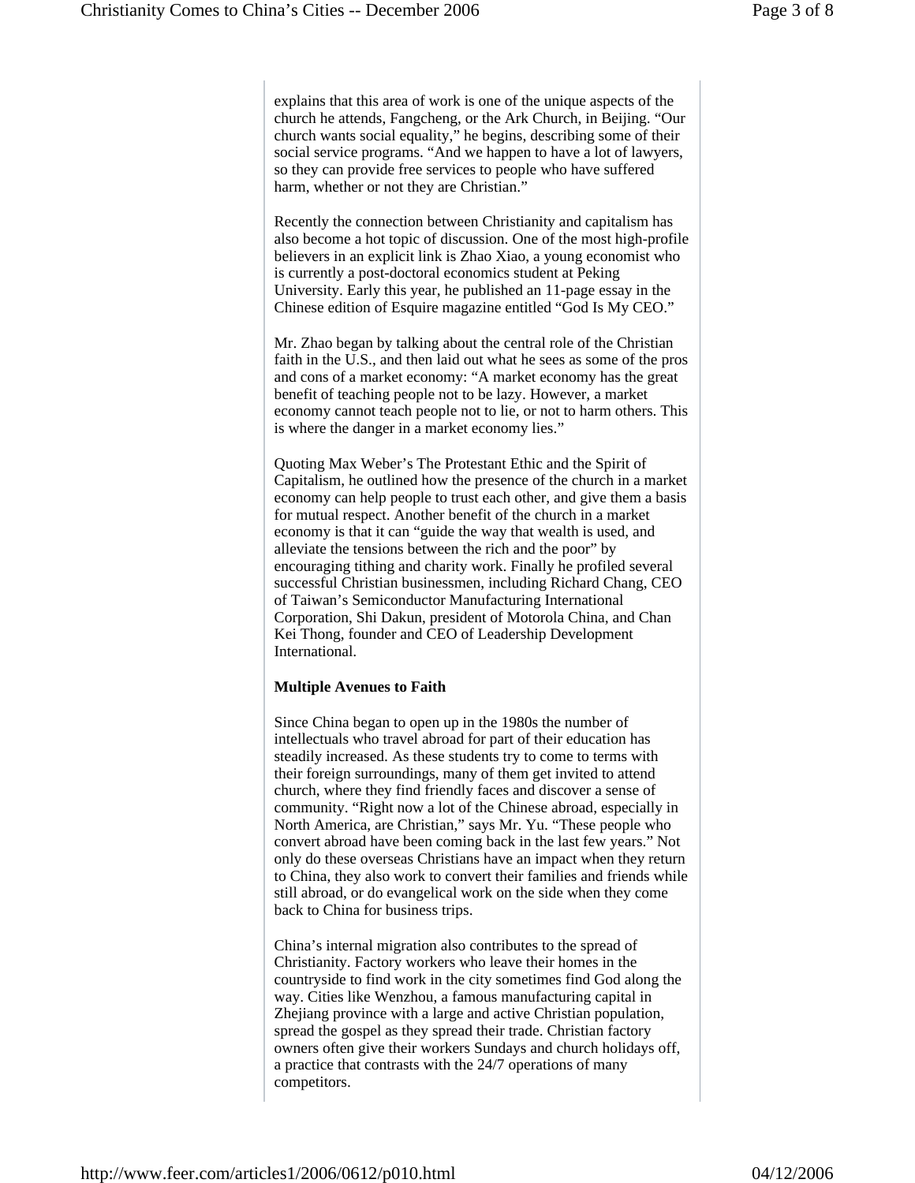explains that this area of work is one of the unique aspects of the church he attends, Fangcheng, or the Ark Church, in Beijing. "Our church wants social equality," he begins, describing some of their social service programs. "And we happen to have a lot of lawyers, so they can provide free services to people who have suffered harm, whether or not they are Christian."

Recently the connection between Christianity and capitalism has also become a hot topic of discussion. One of the most high-profile believers in an explicit link is Zhao Xiao, a young economist who is currently a post-doctoral economics student at Peking University. Early this year, he published an 11-page essay in the Chinese edition of Esquire magazine entitled "God Is My CEO."

Mr. Zhao began by talking about the central role of the Christian faith in the U.S., and then laid out what he sees as some of the pros and cons of a market economy: "A market economy has the great benefit of teaching people not to be lazy. However, a market economy cannot teach people not to lie, or not to harm others. This is where the danger in a market economy lies."

Quoting Max Weber's The Protestant Ethic and the Spirit of Capitalism, he outlined how the presence of the church in a market economy can help people to trust each other, and give them a basis for mutual respect. Another benefit of the church in a market economy is that it can "guide the way that wealth is used, and alleviate the tensions between the rich and the poor" by encouraging tithing and charity work. Finally he profiled several successful Christian businessmen, including Richard Chang, CEO of Taiwan's Semiconductor Manufacturing International Corporation, Shi Dakun, president of Motorola China, and Chan Kei Thong, founder and CEO of Leadership Development International.

**Multiple Avenues to Faith**

Since China began to open up in the 1980s the number of intellectuals who travel abroad for part of their education has steadily increased. As these students try to come to terms with their foreign surroundings, many of them get invited to attend church, where they find friendly faces and discover a sense of community. "Right now a lot of the Chinese abroad, especially in North America, are Christian," says Mr. Yu. "These people who convert abroad have been coming back in the last few years." Not only do these overseas Christians have an impact when they return to China, they also work to convert their families and friends while still abroad, or do evangelical work on the side when they come back to China for business trips.

China's internal migration also contributes to the spread of Christianity. Factory workers who leave their homes in the countryside to find work in the city sometimes find God along the way. Cities like Wenzhou, a famous manufacturing capital in Zhejiang province with a large and active Christian population, spread the gospel as they spread their trade. Christian factory owners often give their workers Sundays and church holidays off, a practice that contrasts with the 24/7 operations of many competitors.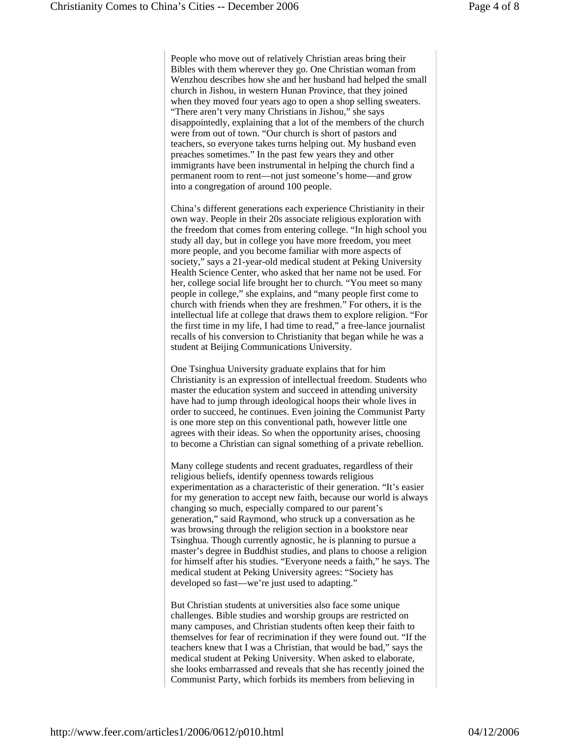People who move out of relatively Christian areas bring their Bibles with them wherever they go. One Christian woman from Wenzhou describes how she and her husband had helped the small church in Jishou, in western Hunan Province, that they joined when they moved four years ago to open a shop selling sweaters. “There aren’t very many Christians in Jishou,” she says disappointedly, explaining that a lot of the members of the church were from out of town. “Our church is short of pastors and teachers, so everyone takes turns helping out. My husband even preaches sometimes.” In the past few years they and other immigrants have been instrumental in helping the church find a permanent room to rent—not just someone’s home—and grow into a congregation of around 100 people.

China’s different generations each experience Christianity in their own way. People in their 20s associate religious exploration with the freedom that comes from entering college. “In high school you study all day, but in college you have more freedom, you meet more people, and you become familiar with more aspects of society,” says a 21-year-old medical student at Peking University Health Science Center, who asked that her name not be used. For her, college social life brought her to church. “You meet so many people in college,” she explains, and “many people first come to church with friends when they are freshmen.” For others, it is the intellectual life at college that draws them to explore religion. “For the first time in my life, I had time to read,” a free-lance journalist recalls of his conversion to Christianity that began while he was a student at Beijing Communications University.

One Tsinghua University graduate explains that for him Christianity is an expression of intellectual freedom. Students who master the education system and succeed in attending university have had to jump through ideological hoops their whole lives in order to succeed, he continues. Even joining the Communist Party is one more step on this conventional path, however little one agrees with their ideas. So when the opportunity arises, choosing to become a Christian can signal something of a private rebellion.

Many college students and recent graduates, regardless of their religious beliefs, identify openness towards religious experimentation as a characteristic of their generation. “It’s easier for my generation to accept new faith, because our world is always changing so much, especially compared to our parent’s generation,” said Raymond, who struck up a conversation as he was browsing through the religion section in a bookstore near Tsinghua. Though currently agnostic, he is planning to pursue a master’s degree in Buddhist studies, and plans to choose a religion for himself after his studies. “Everyone needs a faith,” he says. The medical student at Peking University agrees: “Society has developed so fast—we’re just used to adapting.”

But Christian students at universities also face some unique challenges. Bible studies and worship groups are restricted on many campuses, and Christian students often keep their faith to themselves for fear of recrimination if they were found out. “If the teachers knew that I was a Christian, that would be bad,” says the medical student at Peking University. When asked to elaborate, she looks embarrassed and reveals that she has recently joined the Communist Party, which forbids its members from believing in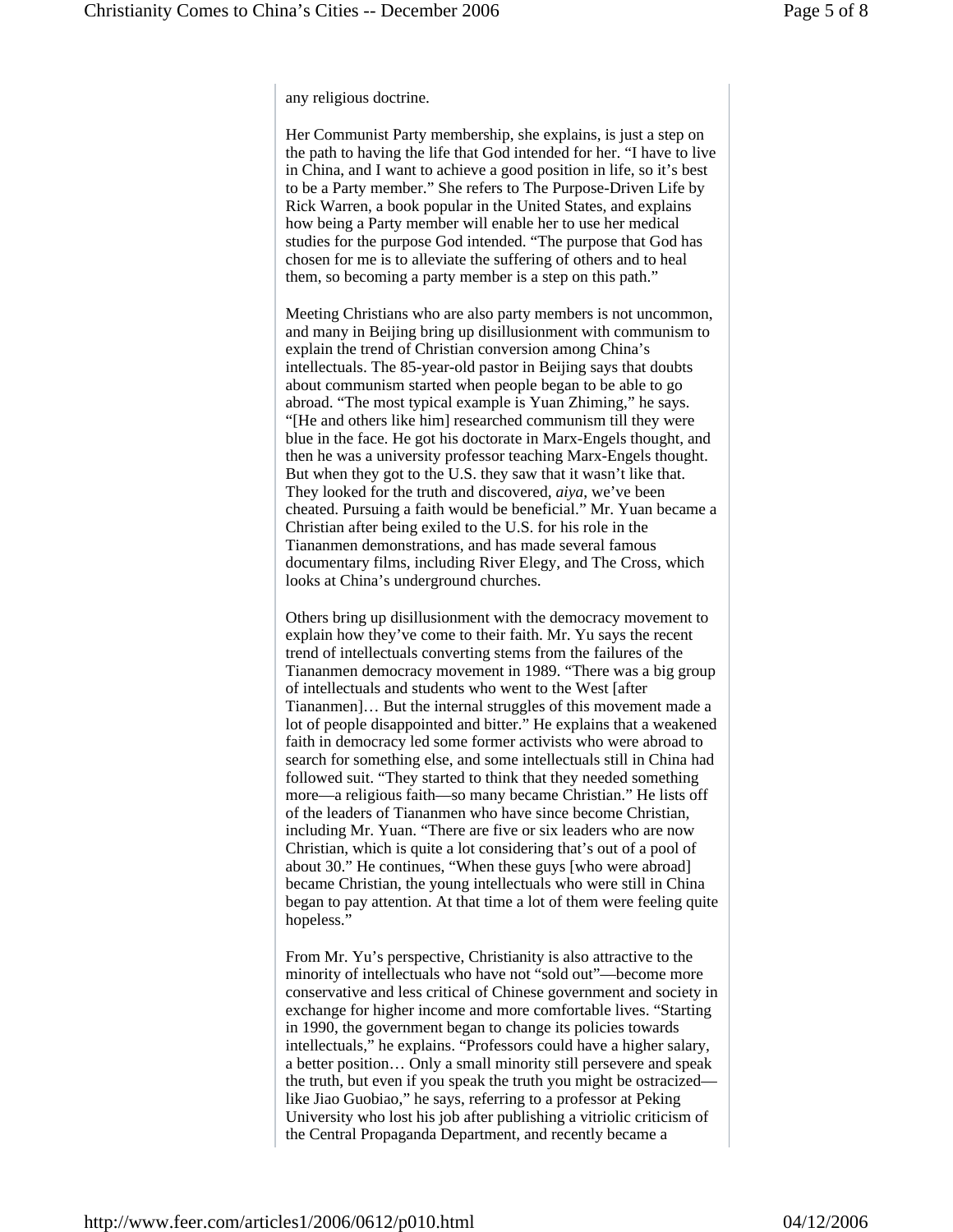any religious doctrine.

Her Communist Party membership, she explains, is just a step on the path to having the life that God intended for her. "I have to live in China, and I want to achieve a good position in life, so it's best to be a Party member." She refers to The Purpose-Driven Life by Rick Warren, a book popular in the United States, and explains how being a Party member will enable her to use her medical studies for the purpose God intended. "The purpose that God has chosen for me is to alleviate the suffering of others and to heal them, so becoming a party member is a step on this path."

Meeting Christians who are also party members is not uncommon, and many in Beijing bring up disillusionment with communism to explain the trend of Christian conversion among China's intellectuals. The 85-year-old pastor in Beijing says that doubts about communism started when people began to be able to go abroad. "The most typical example is Yuan Zhiming," he says. "[He and others like him] researched communism till they were blue in the face. He got his doctorate in Marx-Engels thought, and then he was a university professor teaching Marx-Engels thought. But when they got to the U.S. they saw that it wasn't like that. They looked for the truth and discovered, *aiya*, we've been cheated. Pursuing a faith would be beneficial." Mr. Yuan became a Christian after being exiled to the U.S. for his role in the Tiananmen demonstrations, and has made several famous documentary films, including River Elegy, and The Cross, which looks at China's underground churches.

Others bring up disillusionment with the democracy movement to explain how they've come to their faith. Mr. Yu says the recent trend of intellectuals converting stems from the failures of the Tiananmen democracy movement in 1989. "There was a big group of intellectuals and students who went to the West [after Tiananmen]… But the internal struggles of this movement made a lot of people disappointed and bitter." He explains that a weakened faith in democracy led some former activists who were abroad to search for something else, and some intellectuals still in China had followed suit. "They started to think that they needed something more—a religious faith—so many became Christian." He lists off of the leaders of Tiananmen who have since become Christian, including Mr. Yuan. "There are five or six leaders who are now Christian, which is quite a lot considering that's out of a pool of about 30." He continues, "When these guys [who were abroad] became Christian, the young intellectuals who were still in China began to pay attention. At that time a lot of them were feeling quite hopeless."

From Mr. Yu's perspective, Christianity is also attractive to the minority of intellectuals who have not "sold out"—become more conservative and less critical of Chinese government and society in exchange for higher income and more comfortable lives. "Starting in 1990, the government began to change its policies towards intellectuals," he explains. "Professors could have a higher salary, a better position… Only a small minority still persevere and speak the truth, but even if you speak the truth you might be ostracized—like Jiao Guobiao," he says, referring to a professor at Peking University who lost his job after publishing a vitriolic criticism of the Central Propaganda Department, and recently became a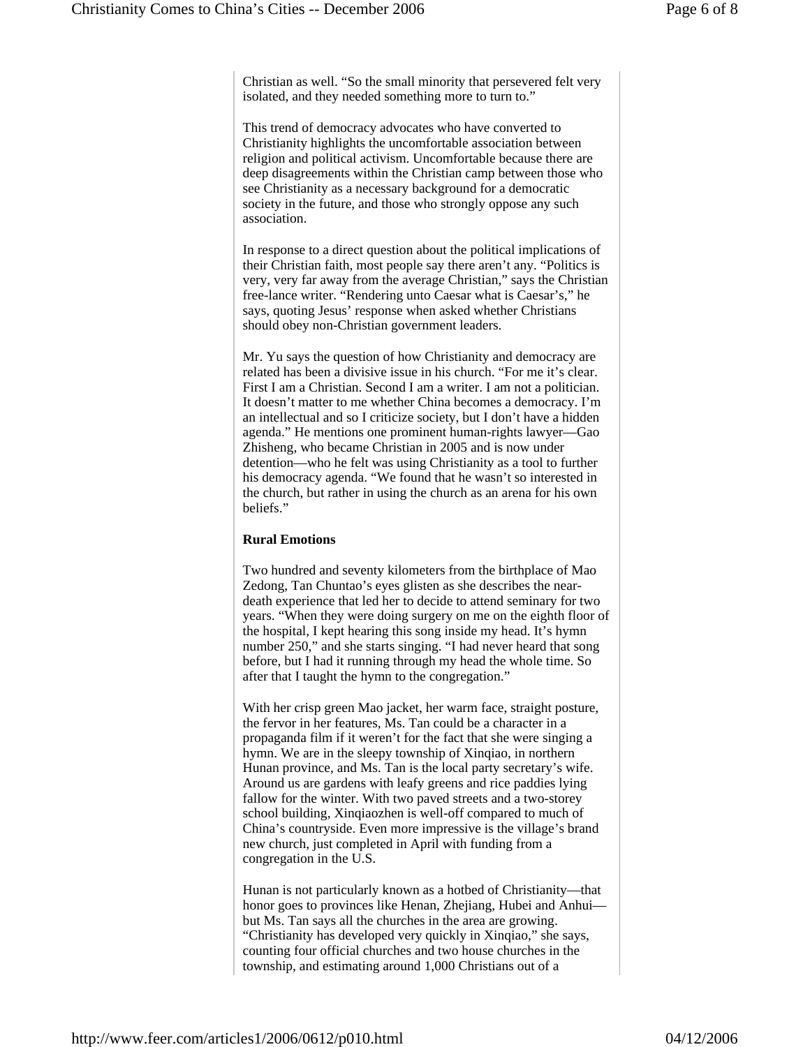Christian as well. "So the small minority that persevered felt very isolated, and they needed something more to turn to."

This trend of democracy advocates who have converted to Christianity highlights the uncomfortable association between religion and political activism. Uncomfortable because there are deep disagreements within the Christian camp between those who see Christianity as a necessary background for a democratic society in the future, and those who strongly oppose any such association.

In response to a direct question about the political implications of their Christian faith, most people say there aren't any. "Politics is very, very far away from the average Christian," says the Christian free-lance writer. "Rendering unto Caesar what is Caesar's," he says, quoting Jesus' response when asked whether Christians should obey non-Christian government leaders.

Mr. Yu says the question of how Christianity and democracy are related has been a divisive issue in his church. "For me it's clear. First I am a Christian. Second I am a writer. I am not a politician. It doesn't matter to me whether China becomes a democracy. I'm an intellectual and so I criticize society, but I don't have a hidden agenda." He mentions one prominent human-rights lawyer—Gao Zhisheng, who became Christian in 2005 and is now under detention—who he felt was using Christianity as a tool to further his democracy agenda. "We found that he wasn't so interested in the church, but rather in using the church as an arena for his own beliefs."

**Rural Emotions**

Two hundred and seventy kilometers from the birthplace of Mao Zedong, Tan Chuntao's eyes glisten as she describes the near-death experience that led her to decide to attend seminary for two years. "When they were doing surgery on me on the eighth floor of the hospital, I kept hearing this song inside my head. It's hymn number 250," and she starts singing. "I had never heard that song before, but I had it running through my head the whole time. So after that I taught the hymn to the congregation."

With her crisp green Mao jacket, her warm face, straight posture, the fervor in her features, Ms. Tan could be a character in a propaganda film if it weren't for the fact that she were singing a hymn. We are in the sleepy township of Xinqiao, in northern Hunan province, and Ms. Tan is the local party secretary's wife. Around us are gardens with leafy greens and rice paddies lying fallow for the winter. With two paved streets and a two-storey school building, Xinqiaozhen is well-off compared to much of China's countryside. Even more impressive is the village's brand new church, just completed in April with funding from a congregation in the U.S.

Hunan is not particularly known as a hotbed of Christianity—that honor goes to provinces like Henan, Zhejiang, Hubei and Anhui—but Ms. Tan says all the churches in the area are growing. "Christianity has developed very quickly in Xinqiao," she says, counting four official churches and two house churches in the township, and estimating around 1,000 Christians out of a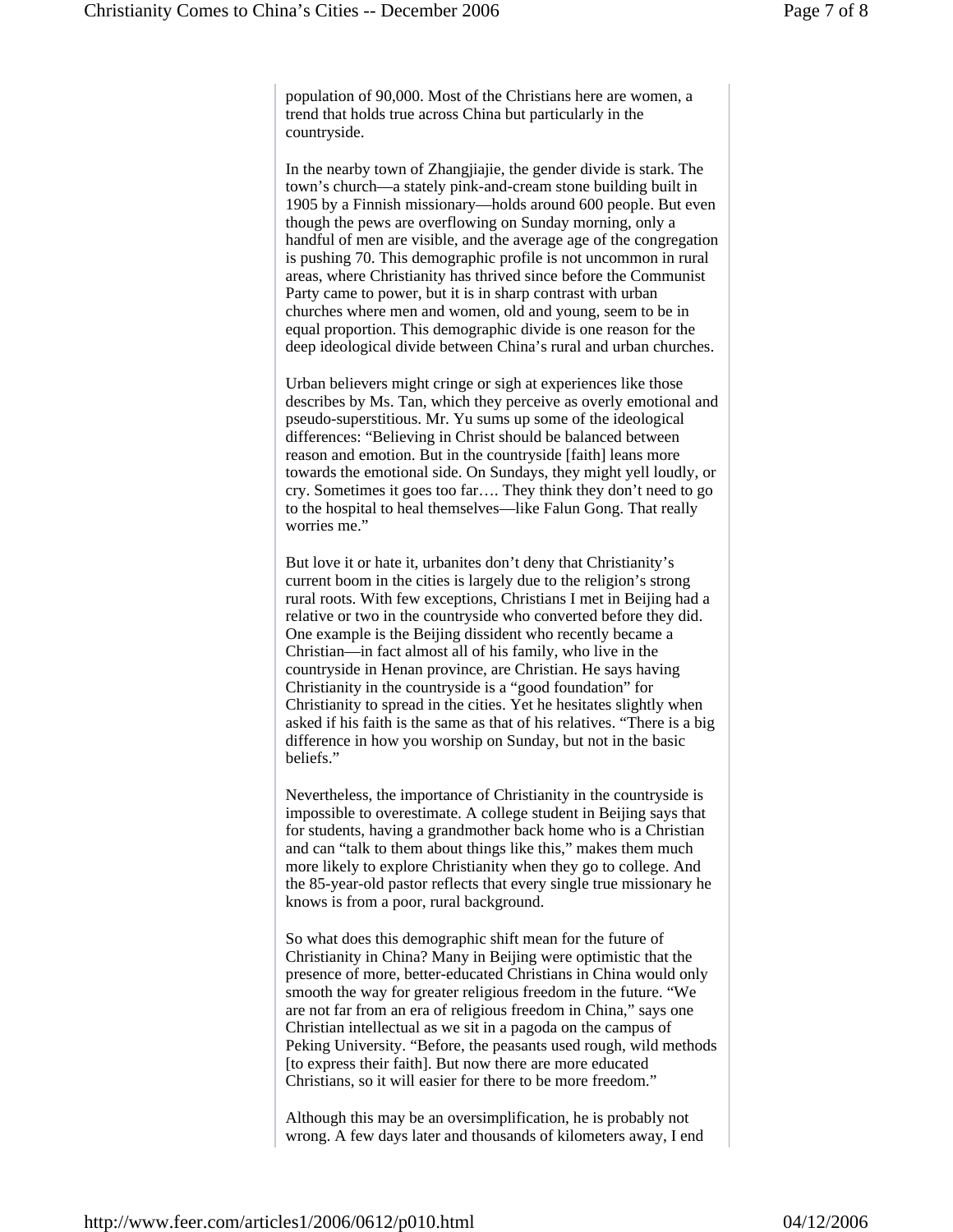population of 90,000. Most of the Christians here are women, a trend that holds true across China but particularly in the countryside.

In the nearby town of Zhangjiajie, the gender divide is stark. The town's church—a stately pink-and-cream stone building built in 1905 by a Finnish missionary—holds around 600 people. But even though the pews are overflowing on Sunday morning, only a handful of men are visible, and the average age of the congregation is pushing 70. This demographic profile is not uncommon in rural areas, where Christianity has thrived since before the Communist Party came to power, but it is in sharp contrast with urban churches where men and women, old and young, seem to be in equal proportion. This demographic divide is one reason for the deep ideological divide between China's rural and urban churches.

Urban believers might cringe or sigh at experiences like those describes by Ms. Tan, which they perceive as overly emotional and pseudo-superstitious. Mr. Yu sums up some of the ideological differences: "Believing in Christ should be balanced between reason and emotion. But in the countryside [faith] leans more towards the emotional side. On Sundays, they might yell loudly, or cry. Sometimes it goes too far…. They think they don't need to go to the hospital to heal themselves—like Falun Gong. That really worries me."

But love it or hate it, urbanites don't deny that Christianity's current boom in the cities is largely due to the religion's strong rural roots. With few exceptions, Christians I met in Beijing had a relative or two in the countryside who converted before they did. One example is the Beijing dissident who recently became a Christian—in fact almost all of his family, who live in the countryside in Henan province, are Christian. He says having Christianity in the countryside is a "good foundation" for Christianity to spread in the cities. Yet he hesitates slightly when asked if his faith is the same as that of his relatives. "There is a big difference in how you worship on Sunday, but not in the basic beliefs."

Nevertheless, the importance of Christianity in the countryside is impossible to overestimate. A college student in Beijing says that for students, having a grandmother back home who is a Christian and can "talk to them about things like this," makes them much more likely to explore Christianity when they go to college. And the 85-year-old pastor reflects that every single true missionary he knows is from a poor, rural background.

So what does this demographic shift mean for the future of Christianity in China? Many in Beijing were optimistic that the presence of more, better-educated Christians in China would only smooth the way for greater religious freedom in the future. "We are not far from an era of religious freedom in China," says one Christian intellectual as we sit in a pagoda on the campus of Peking University. "Before, the peasants used rough, wild methods [to express their faith]. But now there are more educated Christians, so it will easier for there to be more freedom."

Although this may be an oversimplification, he is probably not wrong. A few days later and thousands of kilometers away, I end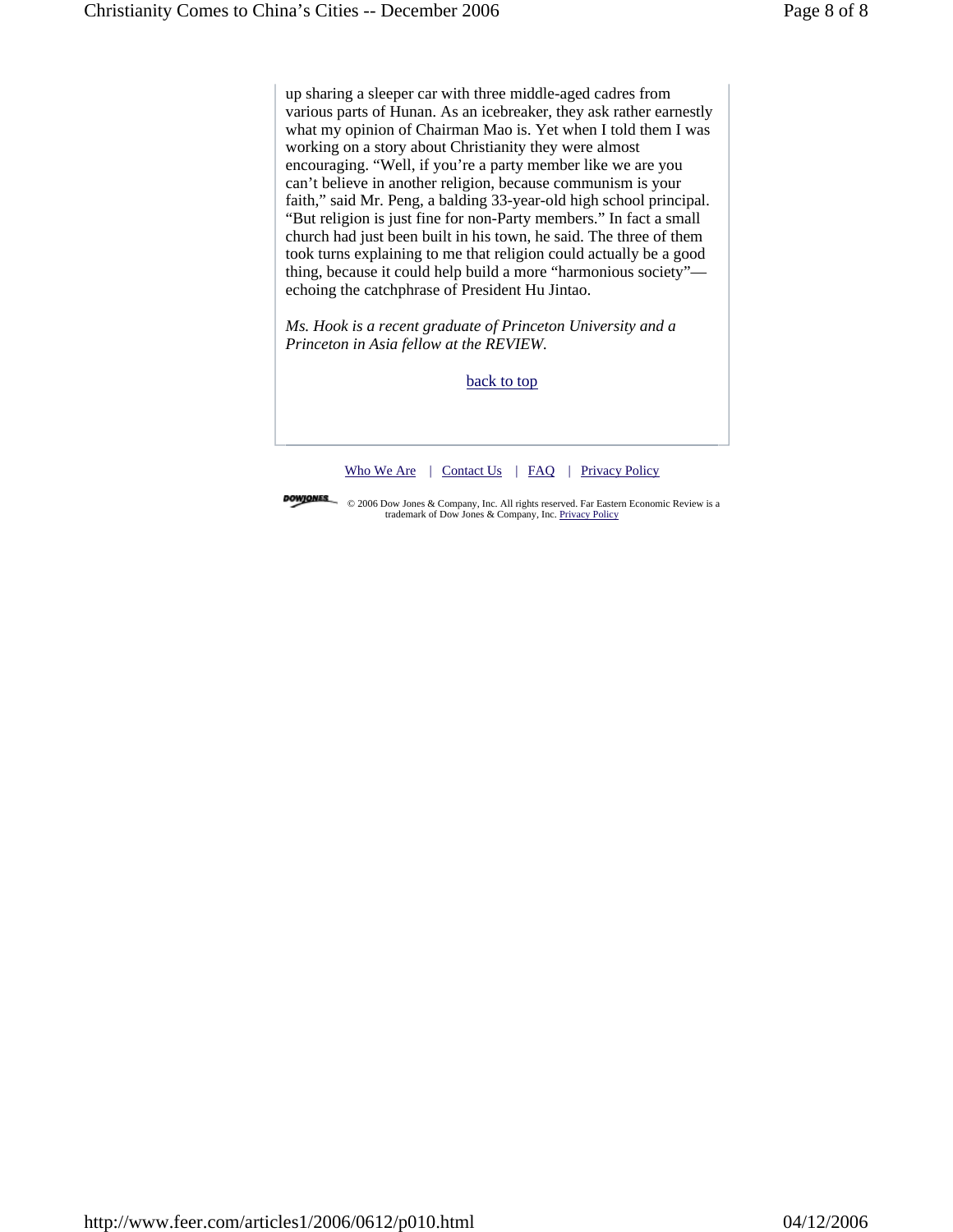up sharing a sleeper car with three middle-aged cadres from various parts of Hunan. As an icebreaker, they ask rather earnestly what my opinion of Chairman Mao is. Yet when I told them I was working on a story about Christianity they were almost encouraging. "Well, if you're a party member like we are you can't believe in another religion, because communism is your faith," said Mr. Peng, a balding 33-year-old high school principal. "But religion is just fine for non-Party members." In fact a small church had just been built in his town, he said. The three of them took turns explaining to me that religion could actually be a good thing, because it could help build a more "harmonious society"—echoing the catchphrase of President Hu Jintao.

*Ms. Hook is a recent graduate of Princeton University and a Princeton in Asia fellow at the REVIEW.*

back to top

Who We Are | Contact Us | FAQ | Privacy Policy

© 2006 Dow Jones & Company, Inc. All rights reserved. Far Eastern Economic Review is a trademark of Dow Jones & Company, Inc. Privacy Policy